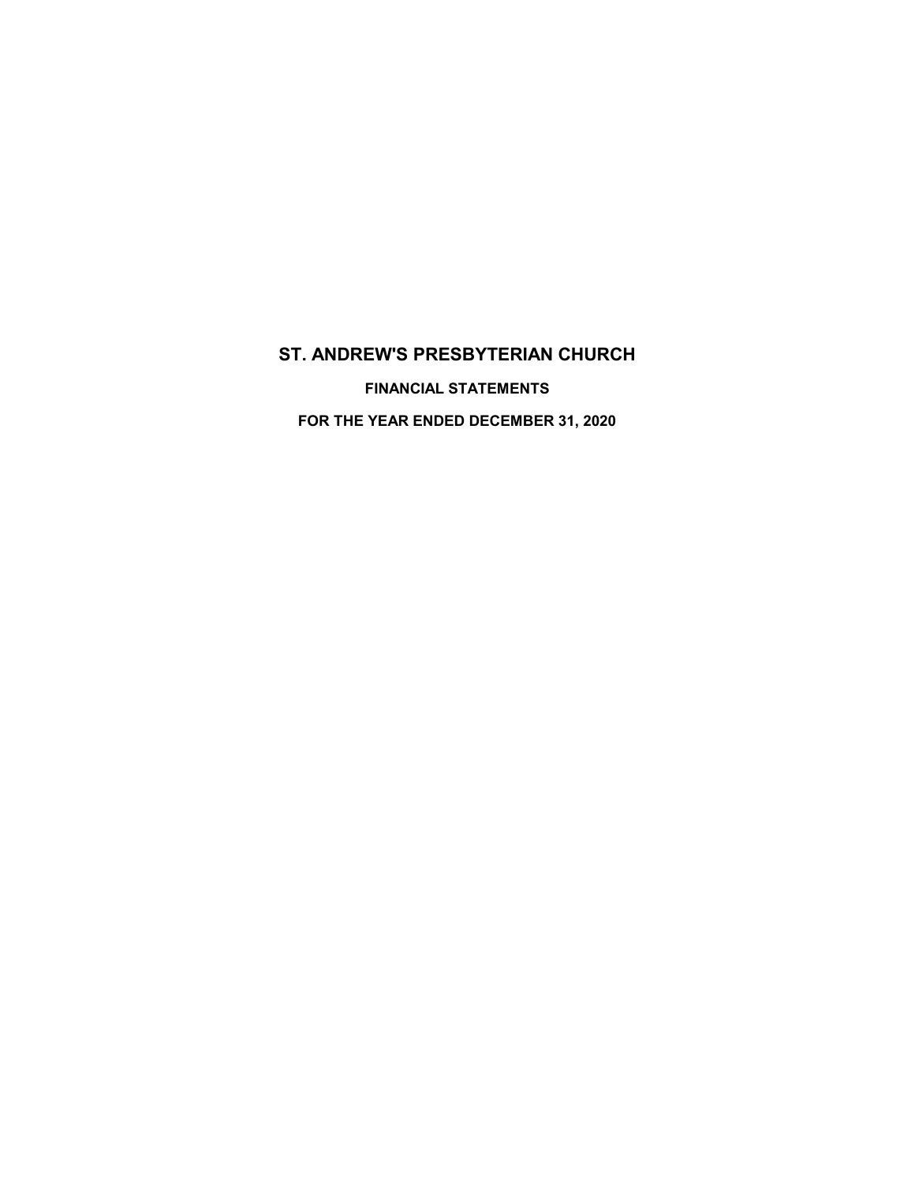# ST. ANDREW'S PRESBYTERIAN CHURCH

**FINANCIAL STATEMENTS**

**FOR THE YEAR ENDED DECEMBER 31, 2020**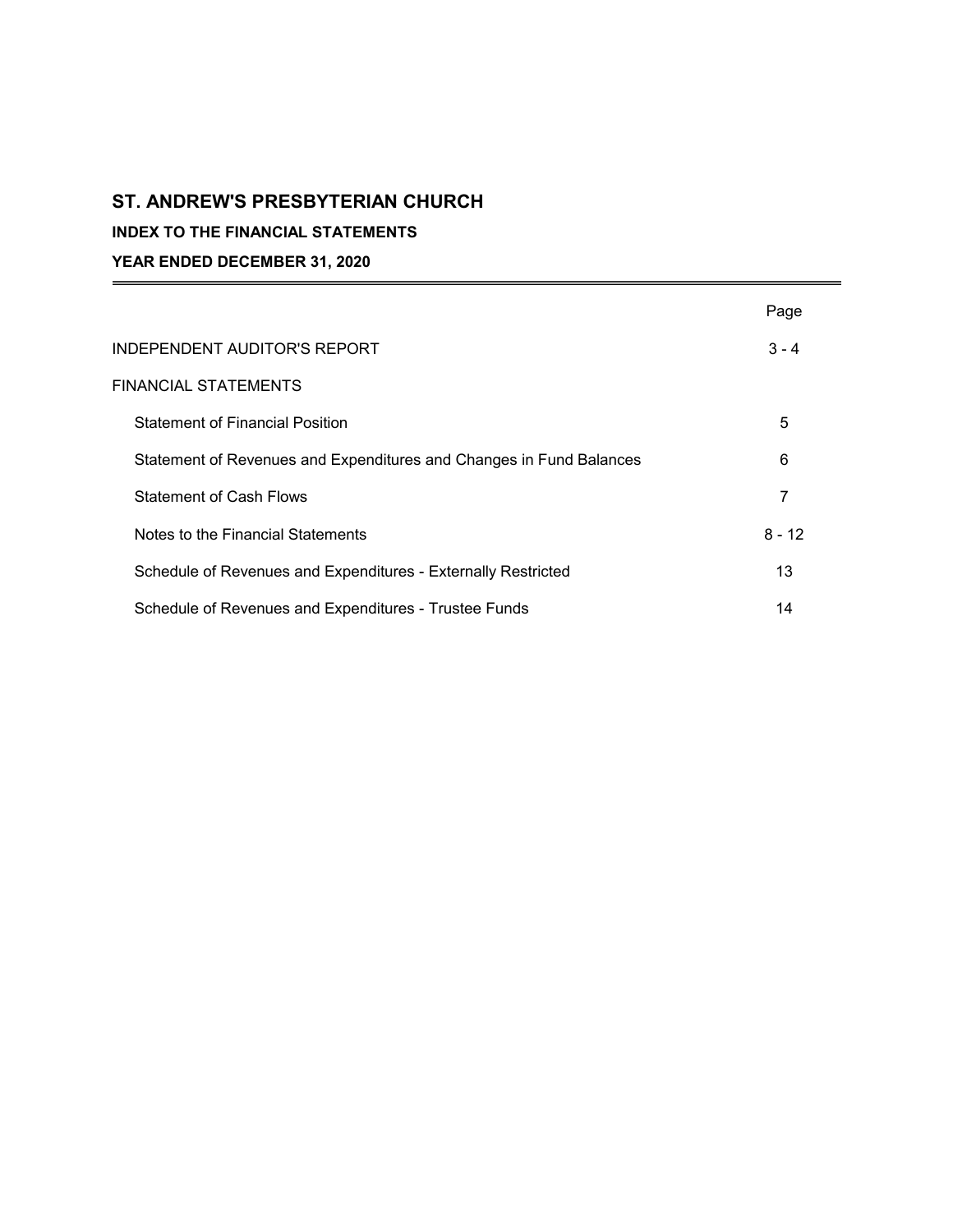# ST. ANDREW'S PRESBYTERIAN CHURCH

## INDEX TO THE FINANCIAL STATEMENTS

## YEAR ENDED DECEMBER 31, 2020

| | Page |
|---|---|
| INDEPENDENT AUDITOR'S REPORT | 3 - 4 |
| FINANCIAL STATEMENTS | |
| Statement of Financial Position | 5 |
| Statement of Revenues and Expenditures and Changes in Fund Balances | 6 |
| Statement of Cash Flows | 7 |
| Notes to the Financial Statements | 8 - 12 |
| Schedule of Revenues and Expenditures - Externally Restricted | 13 |
| Schedule of Revenues and Expenditures - Trustee Funds | 14 |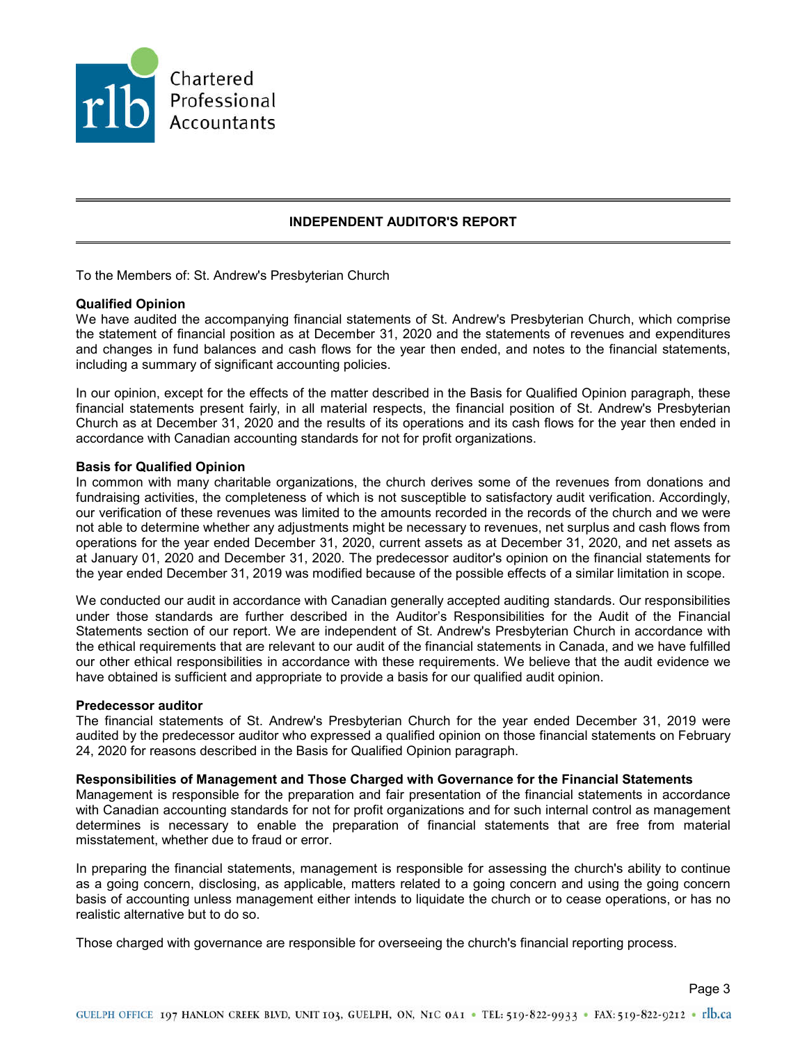Chartered Professional Accountants

## INDEPENDENT AUDITOR'S REPORT

To the Members of: St. Andrew's Presbyterian Church

**Qualified Opinion**

We have audited the accompanying financial statements of St. Andrew's Presbyterian Church, which comprise the statement of financial position as at December 31, 2020 and the statements of revenues and expenditures and changes in fund balances and cash flows for the year then ended, and notes to the financial statements, including a summary of significant accounting policies.

In our opinion, except for the effects of the matter described in the Basis for Qualified Opinion paragraph, these financial statements present fairly, in all material respects, the financial position of St. Andrew's Presbyterian Church as at December 31, 2020 and the results of its operations and its cash flows for the year then ended in accordance with Canadian accounting standards for not for profit organizations.

**Basis for Qualified Opinion**

In common with many charitable organizations, the church derives some of the revenues from donations and fundraising activities, the completeness of which is not susceptible to satisfactory audit verification. Accordingly, our verification of these revenues was limited to the amounts recorded in the records of the church and we were not able to determine whether any adjustments might be necessary to revenues, net surplus and cash flows from operations for the year ended December 31, 2020, current assets as at December 31, 2020, and net assets as at January 01, 2020 and December 31, 2020. The predecessor auditor's opinion on the financial statements for the year ended December 31, 2019 was modified because of the possible effects of a similar limitation in scope.

We conducted our audit in accordance with Canadian generally accepted auditing standards. Our responsibilities under those standards are further described in the Auditor’s Responsibilities for the Audit of the Financial Statements section of our report. We are independent of St. Andrew's Presbyterian Church in accordance with the ethical requirements that are relevant to our audit of the financial statements in Canada, and we have fulfilled our other ethical responsibilities in accordance with these requirements. We believe that the audit evidence we have obtained is sufficient and appropriate to provide a basis for our qualified audit opinion.

**Predecessor auditor**

The financial statements of St. Andrew's Presbyterian Church for the year ended December 31, 2019 were audited by the predecessor auditor who expressed a qualified opinion on those financial statements on February 24, 2020 for reasons described in the Basis for Qualified Opinion paragraph.

**Responsibilities of Management and Those Charged with Governance for the Financial Statements**

Management is responsible for the preparation and fair presentation of the financial statements in accordance with Canadian accounting standards for not for profit organizations and for such internal control as management determines is necessary to enable the preparation of financial statements that are free from material misstatement, whether due to fraud or error.

In preparing the financial statements, management is responsible for assessing the church's ability to continue as a going concern, disclosing, as applicable, matters related to a going concern and using the going concern basis of accounting unless management either intends to liquidate the church or to cease operations, or has no realistic alternative but to do so.

Those charged with governance are responsible for overseeing the church's financial reporting process.

GUELPH OFFICE 197 HANLON CREEK BLVD, UNIT 103, GUELPH, ON, N1C 0A1 • TEL: 519-822-9933 • FAX: 519-822-9212 • rlb.ca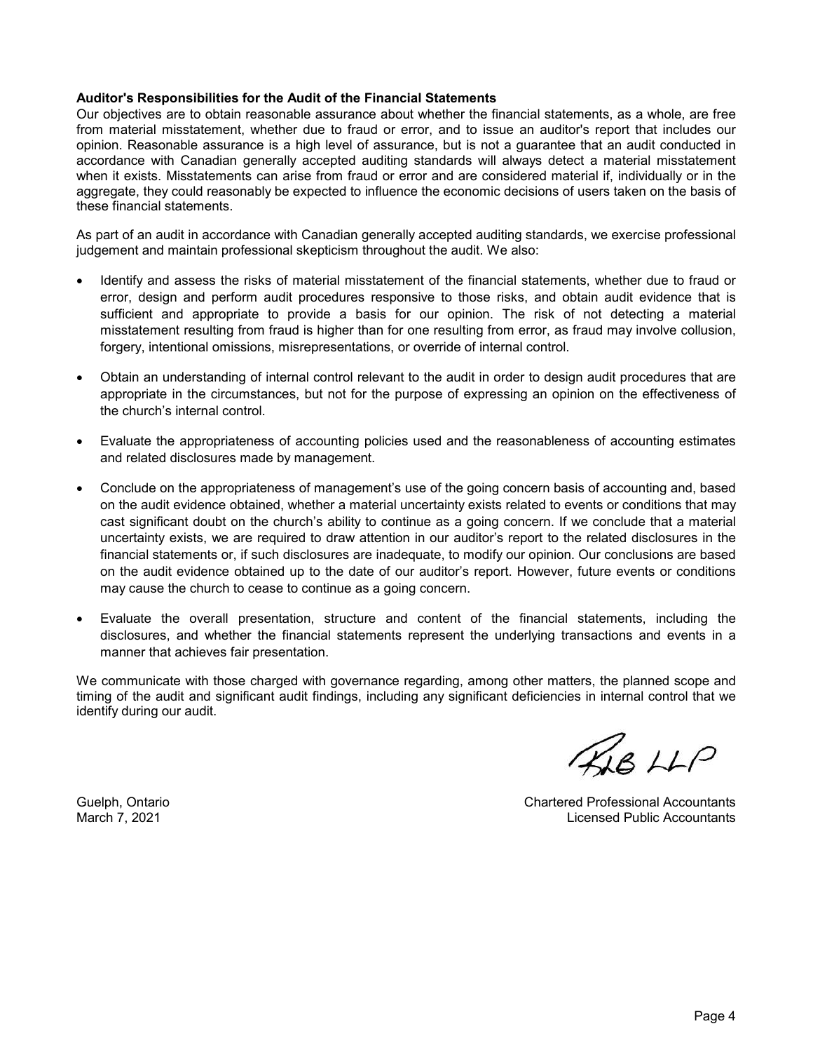**Auditor's Responsibilities for the Audit of the Financial Statements**

Our objectives are to obtain reasonable assurance about whether the financial statements, as a whole, are free from material misstatement, whether due to fraud or error, and to issue an auditor's report that includes our opinion. Reasonable assurance is a high level of assurance, but is not a guarantee that an audit conducted in accordance with Canadian generally accepted auditing standards will always detect a material misstatement when it exists. Misstatements can arise from fraud or error and are considered material if, individually or in the aggregate, they could reasonably be expected to influence the economic decisions of users taken on the basis of these financial statements.

As part of an audit in accordance with Canadian generally accepted auditing standards, we exercise professional judgement and maintain professional skepticism throughout the audit. We also:

- Identify and assess the risks of material misstatement of the financial statements, whether due to fraud or error, design and perform audit procedures responsive to those risks, and obtain audit evidence that is sufficient and appropriate to provide a basis for our opinion. The risk of not detecting a material misstatement resulting from fraud is higher than for one resulting from error, as fraud may involve collusion, forgery, intentional omissions, misrepresentations, or override of internal control.

- Obtain an understanding of internal control relevant to the audit in order to design audit procedures that are appropriate in the circumstances, but not for the purpose of expressing an opinion on the effectiveness of the church's internal control.

- Evaluate the appropriateness of accounting policies used and the reasonableness of accounting estimates and related disclosures made by management.

- Conclude on the appropriateness of management's use of the going concern basis of accounting and, based on the audit evidence obtained, whether a material uncertainty exists related to events or conditions that may cast significant doubt on the church's ability to continue as a going concern. If we conclude that a material uncertainty exists, we are required to draw attention in our auditor's report to the related disclosures in the financial statements or, if such disclosures are inadequate, to modify our opinion. Our conclusions are based on the audit evidence obtained up to the date of our auditor's report. However, future events or conditions may cause the church to cease to continue as a going concern.

- Evaluate the overall presentation, structure and content of the financial statements, including the disclosures, and whether the financial statements represent the underlying transactions and events in a manner that achieves fair presentation.

We communicate with those charged with governance regarding, among other matters, the planned scope and timing of the audit and significant audit findings, including any significant deficiencies in internal control that we identify during our audit.

RLB LLP

Guelph, Ontario
March 7, 2021

Chartered Professional Accountants
Licensed Public Accountants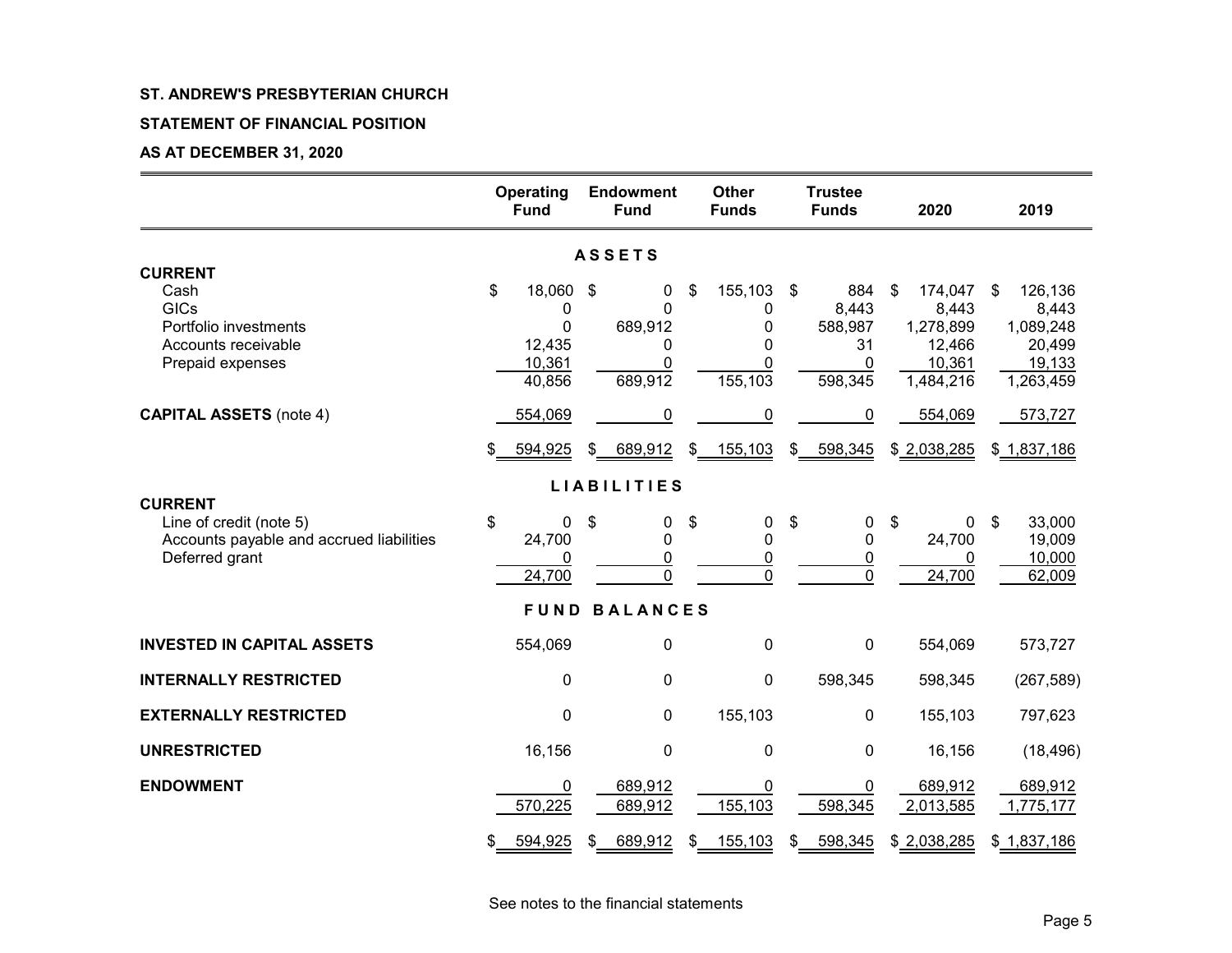**ST. ANDREW'S PRESBYTERIAN CHURCH**

**STATEMENT OF FINANCIAL POSITION**

**AS AT DECEMBER 31, 2020**

| | Operating Fund | Endowment Fund | Other Funds | Trustee Funds | 2020 | 2019 |
|---|---|---|---|---|---|---|
| **ASSETS** | | | | | | |
| **CURRENT** | | | | | | |
| Cash | $ 18,060 | $ 0 | $ 155,103 | $ 884 | $ 174,047 | $ 126,136 |
| GICs | 0 | 0 | 0 | 8,443 | 8,443 | 8,443 |
| Portfolio investments | 0 | 689,912 | 0 | 588,987 | 1,278,899 | 1,089,248 |
| Accounts receivable | 12,435 | 0 | 0 | 31 | 12,466 | 20,499 |
| Prepaid expenses | 10,361 | 0 | 0 | 0 | 10,361 | 19,133 |
| | 40,856 | 689,912 | 155,103 | 598,345 | 1,484,216 | 1,263,459 |
| **CAPITAL ASSETS** (note 4) | 554,069 | 0 | 0 | 0 | 554,069 | 573,727 |
| | $ 594,925 | $ 689,912 | $ 155,103 | $ 598,345 | $ 2,038,285 | $ 1,837,186 |
| **LIABILITIES** | | | | | | |
| **CURRENT** | | | | | | |
| Line of credit (note 5) | $ 0 | $ 0 | $ 0 | $ 0 | $ 0 | $ 33,000 |
| Accounts payable and accrued liabilities | 24,700 | 0 | 0 | 0 | 24,700 | 19,009 |
| Deferred grant | 0 | 0 | 0 | 0 | 0 | 10,000 |
| | 24,700 | 0 | 0 | 0 | 24,700 | 62,009 |
| **FUND BALANCES** | | | | | | |
| **INVESTED IN CAPITAL ASSETS** | 554,069 | 0 | 0 | 0 | 554,069 | 573,727 |
| **INTERNALLY RESTRICTED** | 0 | 0 | 0 | 598,345 | 598,345 | (267,589) |
| **EXTERNALLY RESTRICTED** | 0 | 0 | 155,103 | 0 | 155,103 | 797,623 |
| **UNRESTRICTED** | 16,156 | 0 | 0 | 0 | 16,156 | (18,496) |
| **ENDOWMENT** | 0 | 689,912 | 0 | 0 | 689,912 | 689,912 |
| | 570,225 | 689,912 | 155,103 | 598,345 | 2,013,585 | 1,775,177 |
| | $ 594,925 | $ 689,912 | $ 155,103 | $ 598,345 | $ 2,038,285 | $ 1,837,186 |

See notes to the financial statements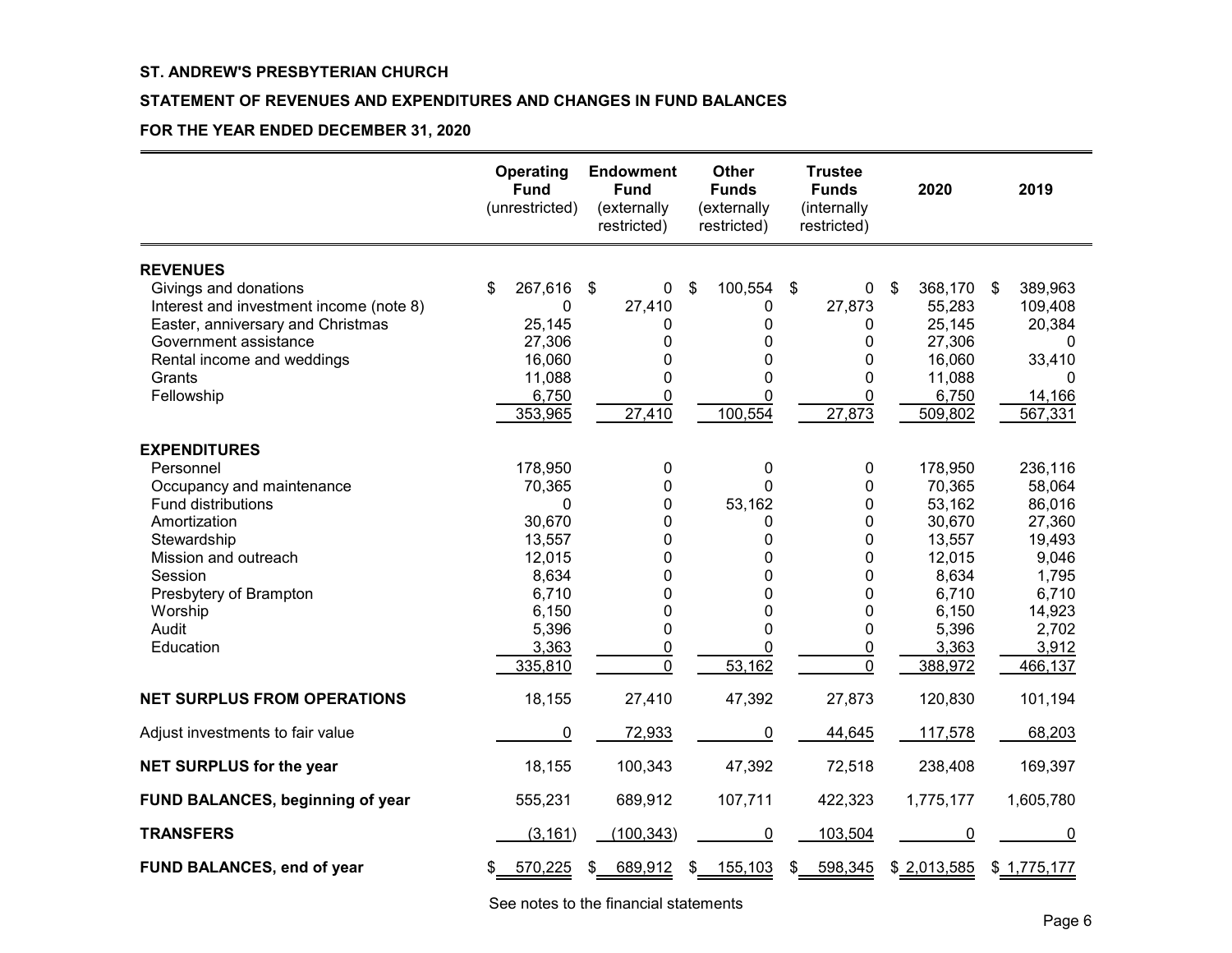**ST. ANDREW'S PRESBYTERIAN CHURCH**

**STATEMENT OF REVENUES AND EXPENDITURES AND CHANGES IN FUND BALANCES**

**FOR THE YEAR ENDED DECEMBER 31, 2020**

| | **Operating Fund** (unrestricted) | **Endowment Fund** (externally restricted) | **Other Funds** (externally restricted) | **Trustee Funds** (internally restricted) | **2020** | **2019** |
|---|---|---|---|---|---|---|
| **REVENUES** | | | | | | |
| Givings and donations | $ 267,616 | $ 0 | $ 100,554 | $ 0 | $ 368,170 | $ 389,963 |
| Interest and investment income (note 8) | 0 | 27,410 | 0 | 27,873 | 55,283 | 109,408 |
| Easter, anniversary and Christmas | 25,145 | 0 | 0 | 0 | 25,145 | 20,384 |
| Government assistance | 27,306 | 0 | 0 | 0 | 27,306 | 0 |
| Rental income and weddings | 16,060 | 0 | 0 | 0 | 16,060 | 33,410 |
| Grants | 11,088 | 0 | 0 | 0 | 11,088 | 0 |
| Fellowship | 6,750 | 0 | 0 | 0 | 6,750 | 14,166 |
| | 353,965 | 27,410 | 100,554 | 27,873 | 509,802 | 567,331 |
| **EXPENDITURES** | | | | | | |
| Personnel | 178,950 | 0 | 0 | 0 | 178,950 | 236,116 |
| Occupancy and maintenance | 70,365 | 0 | 0 | 0 | 70,365 | 58,064 |
| Fund distributions | 0 | 0 | 53,162 | 0 | 53,162 | 86,016 |
| Amortization | 30,670 | 0 | 0 | 0 | 30,670 | 27,360 |
| Stewardship | 13,557 | 0 | 0 | 0 | 13,557 | 19,493 |
| Mission and outreach | 12,015 | 0 | 0 | 0 | 12,015 | 9,046 |
| Session | 8,634 | 0 | 0 | 0 | 8,634 | 1,795 |
| Presbytery of Brampton | 6,710 | 0 | 0 | 0 | 6,710 | 6,710 |
| Worship | 6,150 | 0 | 0 | 0 | 6,150 | 14,923 |
| Audit | 5,396 | 0 | 0 | 0 | 5,396 | 2,702 |
| Education | 3,363 | 0 | 0 | 0 | 3,363 | 3,912 |
| | 335,810 | 0 | 53,162 | 0 | 388,972 | 466,137 |
| **NET SURPLUS FROM OPERATIONS** | 18,155 | 27,410 | 47,392 | 27,873 | 120,830 | 101,194 |
| Adjust investments to fair value | 0 | 72,933 | 0 | 44,645 | 117,578 | 68,203 |
| **NET SURPLUS for the year** | 18,155 | 100,343 | 47,392 | 72,518 | 238,408 | 169,397 |
| **FUND BALANCES, beginning of year** | 555,231 | 689,912 | 107,711 | 422,323 | 1,775,177 | 1,605,780 |
| **TRANSFERS** | (3,161) | (100,343) | 0 | 103,504 | 0 | 0 |
| **FUND BALANCES, end of year** | $ 570,225 | $ 689,912 | $ 155,103 | $ 598,345 | $ 2,013,585 | $ 1,775,177 |

See notes to the financial statements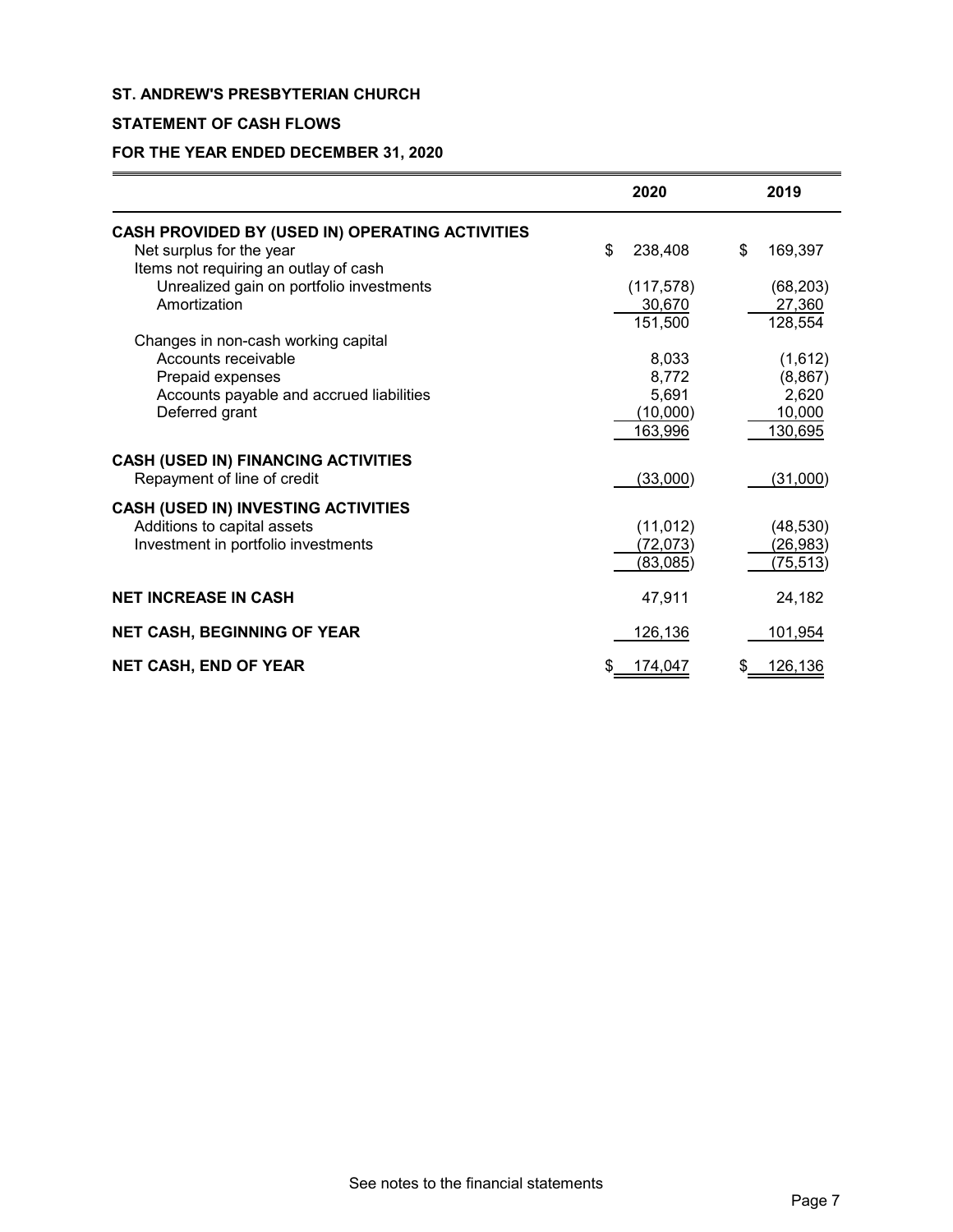**ST. ANDREW'S PRESBYTERIAN CHURCH**

**STATEMENT OF CASH FLOWS**

**FOR THE YEAR ENDED DECEMBER 31, 2020**

| | 2020 | 2019 |
|---|---|---|
| **CASH PROVIDED BY (USED IN) OPERATING ACTIVITIES** | | |
| Net surplus for the year | $ 238,408 | $ 169,397 |
| Items not requiring an outlay of cash | | |
| Unrealized gain on portfolio investments | (117,578) | (68,203) |
| Amortization | 30,670 | 27,360 |
| | 151,500 | 128,554 |
| Changes in non-cash working capital | | |
| Accounts receivable | 8,033 | (1,612) |
| Prepaid expenses | 8,772 | (8,867) |
| Accounts payable and accrued liabilities | 5,691 | 2,620 |
| Deferred grant | (10,000) | 10,000 |
| | 163,996 | 130,695 |
| **CASH (USED IN) FINANCING ACTIVITIES** | | |
| Repayment of line of credit | (33,000) | (31,000) |
| **CASH (USED IN) INVESTING ACTIVITIES** | | |
| Additions to capital assets | (11,012) | (48,530) |
| Investment in portfolio investments | (72,073) | (26,983) |
| | (83,085) | (75,513) |
| **NET INCREASE IN CASH** | 47,911 | 24,182 |
| **NET CASH, BEGINNING OF YEAR** | 126,136 | 101,954 |
| **NET CASH, END OF YEAR** | $ 174,047 | $ 126,136 |

See notes to the financial statements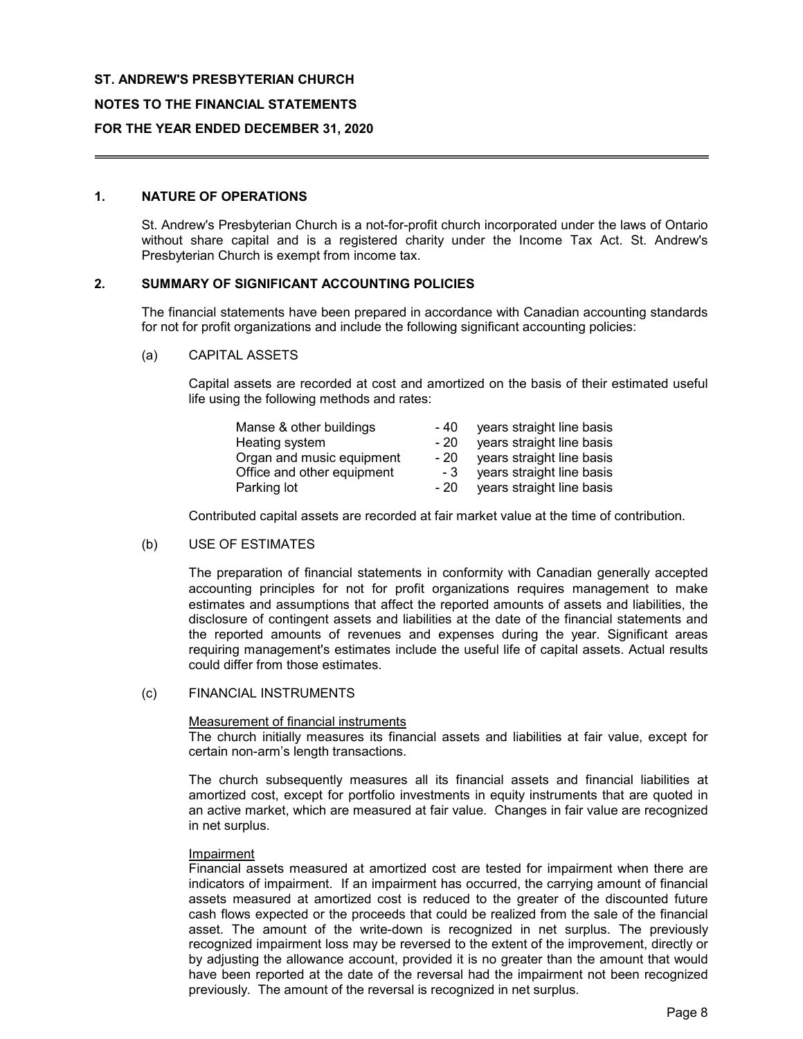**ST. ANDREW'S PRESBYTERIAN CHURCH**

**NOTES TO THE FINANCIAL STATEMENTS**

**FOR THE YEAR ENDED DECEMBER 31, 2020**

## 1. NATURE OF OPERATIONS

St. Andrew's Presbyterian Church is a not-for-profit church incorporated under the laws of Ontario without share capital and is a registered charity under the Income Tax Act. St. Andrew's Presbyterian Church is exempt from income tax.

## 2. SUMMARY OF SIGNIFICANT ACCOUNTING POLICIES

The financial statements have been prepared in accordance with Canadian accounting standards for not for profit organizations and include the following significant accounting policies:

### (a) CAPITAL ASSETS

Capital assets are recorded at cost and amortized on the basis of their estimated useful life using the following methods and rates:

| | | |
|---|---|---|
| Manse & other buildings | - 40 | years straight line basis |
| Heating system | - 20 | years straight line basis |
| Organ and music equipment | - 20 | years straight line basis |
| Office and other equipment | - 3 | years straight line basis |
| Parking lot | - 20 | years straight line basis |

Contributed capital assets are recorded at fair market value at the time of contribution.

### (b) USE OF ESTIMATES

The preparation of financial statements in conformity with Canadian generally accepted accounting principles for not for profit organizations requires management to make estimates and assumptions that affect the reported amounts of assets and liabilities, the disclosure of contingent assets and liabilities at the date of the financial statements and the reported amounts of revenues and expenses during the year. Significant areas requiring management's estimates include the useful life of capital assets. Actual results could differ from those estimates.

### (c) FINANCIAL INSTRUMENTS

Measurement of financial instruments

The church initially measures its financial assets and liabilities at fair value, except for certain non-arm's length transactions.

The church subsequently measures all its financial assets and financial liabilities at amortized cost, except for portfolio investments in equity instruments that are quoted in an active market, which are measured at fair value. Changes in fair value are recognized in net surplus.

Impairment

Financial assets measured at amortized cost are tested for impairment when there are indicators of impairment. If an impairment has occurred, the carrying amount of financial assets measured at amortized cost is reduced to the greater of the discounted future cash flows expected or the proceeds that could be realized from the sale of the financial asset. The amount of the write-down is recognized in net surplus. The previously recognized impairment loss may be reversed to the extent of the improvement, directly or by adjusting the allowance account, provided it is no greater than the amount that would have been reported at the date of the reversal had the impairment not been recognized previously. The amount of the reversal is recognized in net surplus.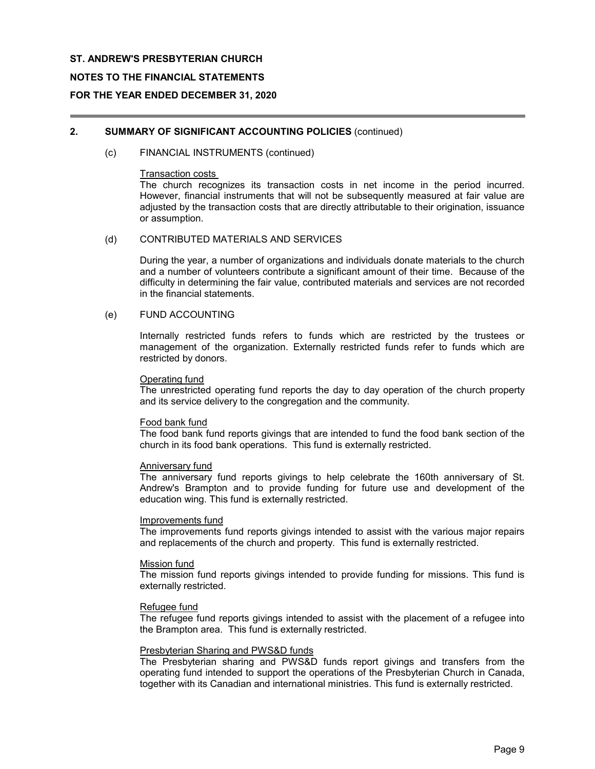## 2. SUMMARY OF SIGNIFICANT ACCOUNTING POLICIES (continued)

### (c) FINANCIAL INSTRUMENTS (continued)

Transaction costs

The church recognizes its transaction costs in net income in the period incurred. However, financial instruments that will not be subsequently measured at fair value are adjusted by the transaction costs that are directly attributable to their origination, issuance or assumption.

### (d) CONTRIBUTED MATERIALS AND SERVICES

During the year, a number of organizations and individuals donate materials to the church and a number of volunteers contribute a significant amount of their time. Because of the difficulty in determining the fair value, contributed materials and services are not recorded in the financial statements.

### (e) FUND ACCOUNTING

Internally restricted funds refers to funds which are restricted by the trustees or management of the organization. Externally restricted funds refer to funds which are restricted by donors.

Operating fund

The unrestricted operating fund reports the day to day operation of the church property and its service delivery to the congregation and the community.

Food bank fund

The food bank fund reports givings that are intended to fund the food bank section of the church in its food bank operations. This fund is externally restricted.

Anniversary fund

The anniversary fund reports givings to help celebrate the 160th anniversary of St. Andrew's Brampton and to provide funding for future use and development of the education wing. This fund is externally restricted.

Improvements fund

The improvements fund reports givings intended to assist with the various major repairs and replacements of the church and property. This fund is externally restricted.

Mission fund

The mission fund reports givings intended to provide funding for missions. This fund is externally restricted.

Refugee fund

The refugee fund reports givings intended to assist with the placement of a refugee into the Brampton area. This fund is externally restricted.

Presbyterian Sharing and PWS&D funds

The Presbyterian sharing and PWS&D funds report givings and transfers from the operating fund intended to support the operations of the Presbyterian Church in Canada, together with its Canadian and international ministries. This fund is externally restricted.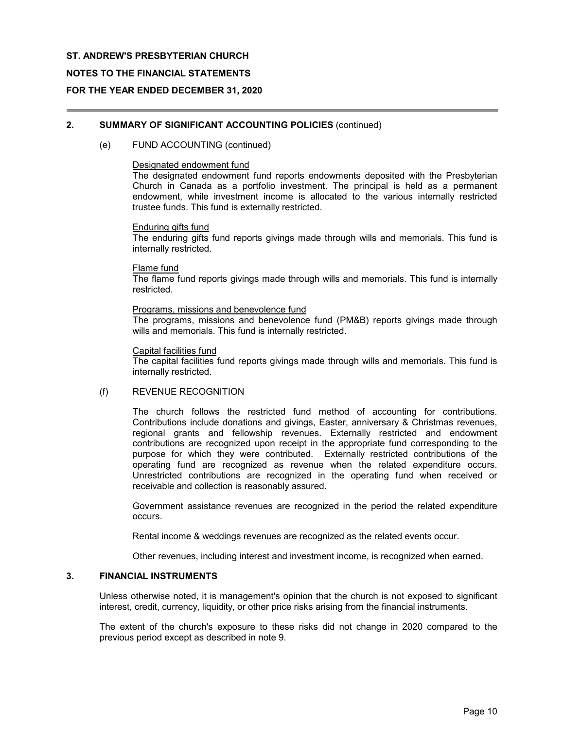## 2. SUMMARY OF SIGNIFICANT ACCOUNTING POLICIES (continued)

### (e) FUND ACCOUNTING (continued)

Designated endowment fund

The designated endowment fund reports endowments deposited with the Presbyterian Church in Canada as a portfolio investment. The principal is held as a permanent endowment, while investment income is allocated to the various internally restricted trustee funds. This fund is externally restricted.

Enduring gifts fund

The enduring gifts fund reports givings made through wills and memorials. This fund is internally restricted.

Flame fund

The flame fund reports givings made through wills and memorials. This fund is internally restricted.

Programs, missions and benevolence fund

The programs, missions and benevolence fund (PM&B) reports givings made through wills and memorials. This fund is internally restricted.

Capital facilities fund

The capital facilities fund reports givings made through wills and memorials. This fund is internally restricted.

### (f) REVENUE RECOGNITION

The church follows the restricted fund method of accounting for contributions. Contributions include donations and givings, Easter, anniversary & Christmas revenues, regional grants and fellowship revenues. Externally restricted and endowment contributions are recognized upon receipt in the appropriate fund corresponding to the purpose for which they were contributed. Externally restricted contributions of the operating fund are recognized as revenue when the related expenditure occurs. Unrestricted contributions are recognized in the operating fund when received or receivable and collection is reasonably assured.

Government assistance revenues are recognized in the period the related expenditure occurs.

Rental income & weddings revenues are recognized as the related events occur.

Other revenues, including interest and investment income, is recognized when earned.

## 3. FINANCIAL INSTRUMENTS

Unless otherwise noted, it is management's opinion that the church is not exposed to significant interest, credit, currency, liquidity, or other price risks arising from the financial instruments.

The extent of the church's exposure to these risks did not change in 2020 compared to the previous period except as described in note 9.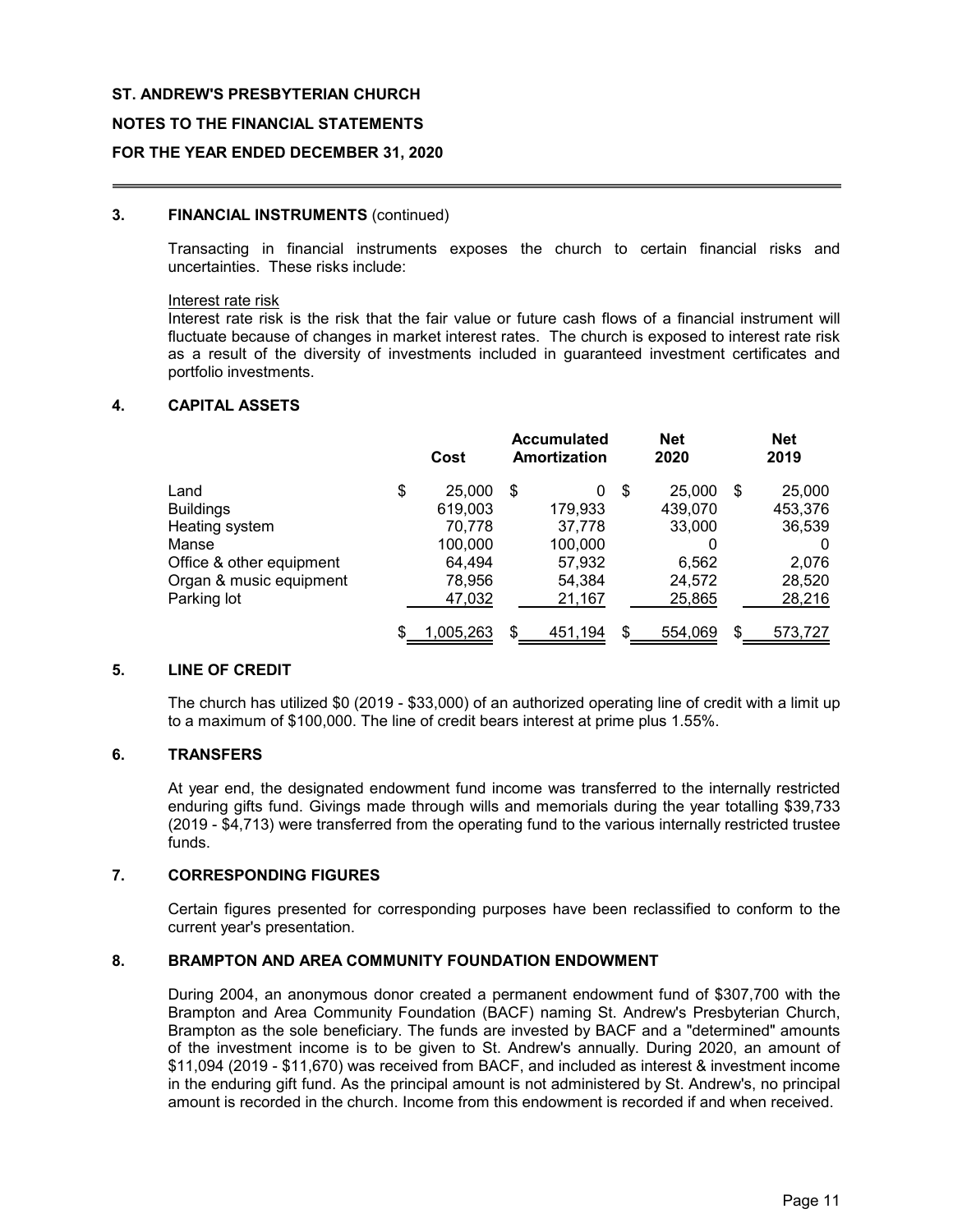ST. ANDREW'S PRESBYTERIAN CHURCH

NOTES TO THE FINANCIAL STATEMENTS

FOR THE YEAR ENDED DECEMBER 31, 2020

### 3. FINANCIAL INSTRUMENTS (continued)

Transacting in financial instruments exposes the church to certain financial risks and uncertainties. These risks include:

Interest rate risk
Interest rate risk is the risk that the fair value or future cash flows of a financial instrument will fluctuate because of changes in market interest rates. The church is exposed to interest rate risk as a result of the diversity of investments included in guaranteed investment certificates and portfolio investments.

### 4. CAPITAL ASSETS

| | Cost | Accumulated Amortization | Net 2020 | Net 2019 |
|---|---|---|---|---|
| Land | $ 25,000 | $ 0 | $ 25,000 | $ 25,000 |
| Buildings | 619,003 | 179,933 | 439,070 | 453,376 |
| Heating system | 70,778 | 37,778 | 33,000 | 36,539 |
| Manse | 100,000 | 100,000 | 0 | 0 |
| Office & other equipment | 64,494 | 57,932 | 6,562 | 2,076 |
| Organ & music equipment | 78,956 | 54,384 | 24,572 | 28,520 |
| Parking lot | 47,032 | 21,167 | 25,865 | 28,216 |
| | $ 1,005,263 | $ 451,194 | $ 554,069 | $ 573,727 |

### 5. LINE OF CREDIT

The church has utilized $0 (2019 - $33,000) of an authorized operating line of credit with a limit up to a maximum of $100,000. The line of credit bears interest at prime plus 1.55%.

### 6. TRANSFERS

At year end, the designated endowment fund income was transferred to the internally restricted enduring gifts fund. Givings made through wills and memorials during the year totalling $39,733 (2019 - $4,713) were transferred from the operating fund to the various internally restricted trustee funds.

### 7. CORRESPONDING FIGURES

Certain figures presented for corresponding purposes have been reclassified to conform to the current year's presentation.

### 8. BRAMPTON AND AREA COMMUNITY FOUNDATION ENDOWMENT

During 2004, an anonymous donor created a permanent endowment fund of $307,700 with the Brampton and Area Community Foundation (BACF) naming St. Andrew's Presbyterian Church, Brampton as the sole beneficiary. The funds are invested by BACF and a "determined" amounts of the investment income is to be given to St. Andrew's annually. During 2020, an amount of $11,094 (2019 - $11,670) was received from BACF, and included as interest & investment income in the enduring gift fund. As the principal amount is not administered by St. Andrew's, no principal amount is recorded in the church. Income from this endowment is recorded if and when received.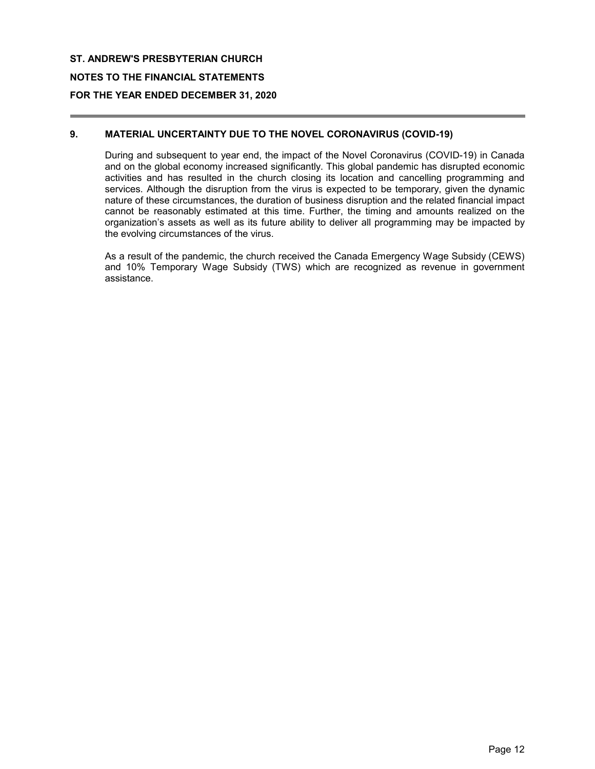## 9. MATERIAL UNCERTAINTY DUE TO THE NOVEL CORONAVIRUS (COVID-19)

During and subsequent to year end, the impact of the Novel Coronavirus (COVID-19) in Canada and on the global economy increased significantly. This global pandemic has disrupted economic activities and has resulted in the church closing its location and cancelling programming and services. Although the disruption from the virus is expected to be temporary, given the dynamic nature of these circumstances, the duration of business disruption and the related financial impact cannot be reasonably estimated at this time. Further, the timing and amounts realized on the organization's assets as well as its future ability to deliver all programming may be impacted by the evolving circumstances of the virus.

As a result of the pandemic, the church received the Canada Emergency Wage Subsidy (CEWS) and 10% Temporary Wage Subsidy (TWS) which are recognized as revenue in government assistance.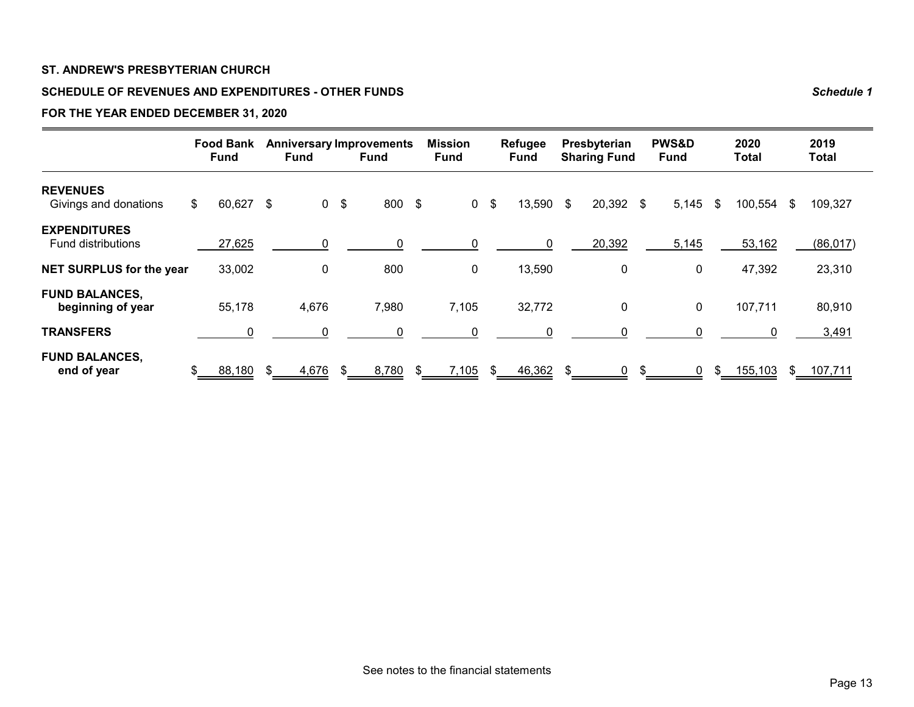**ST. ANDREW'S PRESBYTERIAN CHURCH**

**SCHEDULE OF REVENUES AND EXPENDITURES - OTHER FUNDS** *Schedule 1*

**FOR THE YEAR ENDED DECEMBER 31, 2020**

| | Food Bank Fund | Anniversary Fund | Improvements Fund | Mission Fund | Refugee Fund | Presbyterian Sharing Fund | PWS&D Fund | 2020 Total | 2019 Total |
|---|---|---|---|---|---|---|---|---|---|
| **REVENUES** | | | | | | | | | |
| Givings and donations | $ 60,627 | $ 0 | $ 800 | $ 0 | $ 13,590 | $ 20,392 | $ 5,145 | $ 100,554 | $ 109,327 |
| **EXPENDITURES** | | | | | | | | | |
| Fund distributions | 27,625 | 0 | 0 | 0 | 0 | 20,392 | 5,145 | 53,162 | (86,017) |
| **NET SURPLUS for the year** | 33,002 | 0 | 800 | 0 | 13,590 | 0 | 0 | 47,392 | 23,310 |
| **FUND BALANCES, beginning of year** | 55,178 | 4,676 | 7,980 | 7,105 | 32,772 | 0 | 0 | 107,711 | 80,910 |
| **TRANSFERS** | 0 | 0 | 0 | 0 | 0 | 0 | 0 | 0 | 3,491 |
| **FUND BALANCES, end of year** | $ 88,180 | $ 4,676 | $ 8,780 | $ 7,105 | $ 46,362 | $ 0 | $ 0 | $ 155,103 | $ 107,711 |

See notes to the financial statements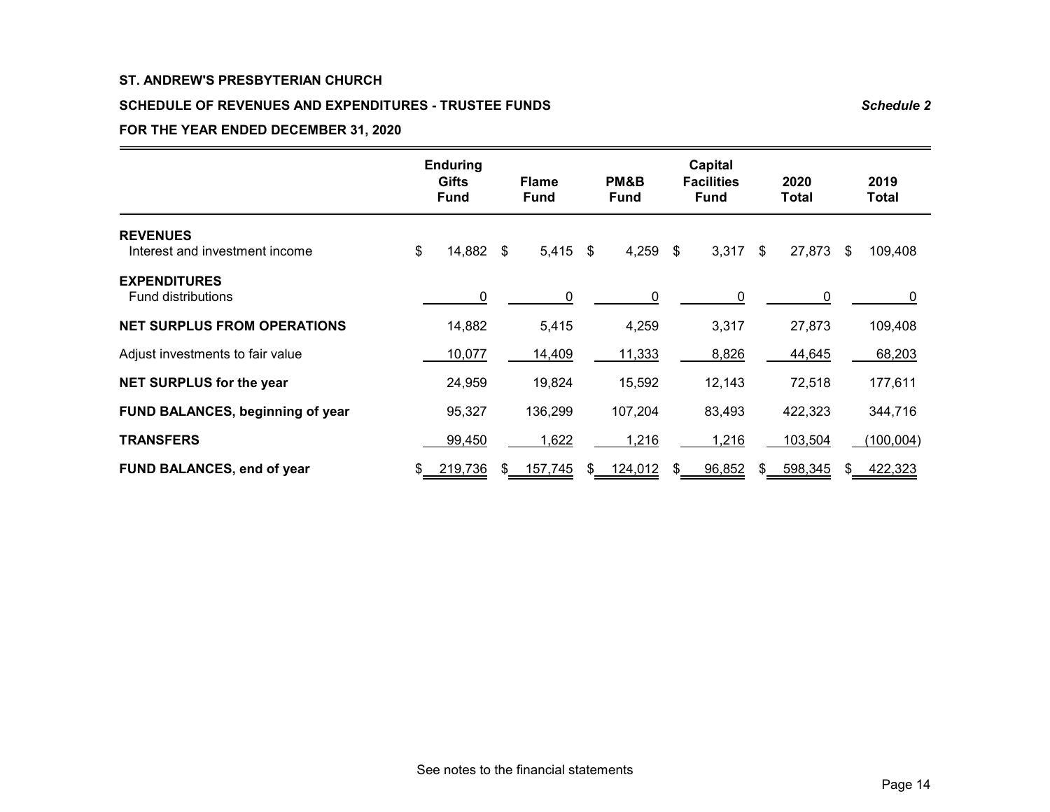**ST. ANDREW'S PRESBYTERIAN CHURCH**

**SCHEDULE OF REVENUES AND EXPENDITURES - TRUSTEE FUNDS** *Schedule 2*

**FOR THE YEAR ENDED DECEMBER 31, 2020**

| | Enduring Gifts Fund | Flame Fund | PM&B Fund | Capital Facilities Fund | 2020 Total | 2019 Total |
|---|---|---|---|---|---|---|
| **REVENUES** | | | | | | |
| Interest and investment income | $ 14,882 | $ 5,415 | $ 4,259 | $ 3,317 | $ 27,873 | $ 109,408 |
| **EXPENDITURES** | | | | | | |
| Fund distributions | 0 | 0 | 0 | 0 | 0 | 0 |
| **NET SURPLUS FROM OPERATIONS** | 14,882 | 5,415 | 4,259 | 3,317 | 27,873 | 109,408 |
| Adjust investments to fair value | 10,077 | 14,409 | 11,333 | 8,826 | 44,645 | 68,203 |
| **NET SURPLUS for the year** | 24,959 | 19,824 | 15,592 | 12,143 | 72,518 | 177,611 |
| **FUND BALANCES, beginning of year** | 95,327 | 136,299 | 107,204 | 83,493 | 422,323 | 344,716 |
| **TRANSFERS** | 99,450 | 1,622 | 1,216 | 1,216 | 103,504 | (100,004) |
| **FUND BALANCES, end of year** | $ 219,736 | $ 157,745 | $ 124,012 | $ 96,852 | $ 598,345 | $ 422,323 |

See notes to the financial statements